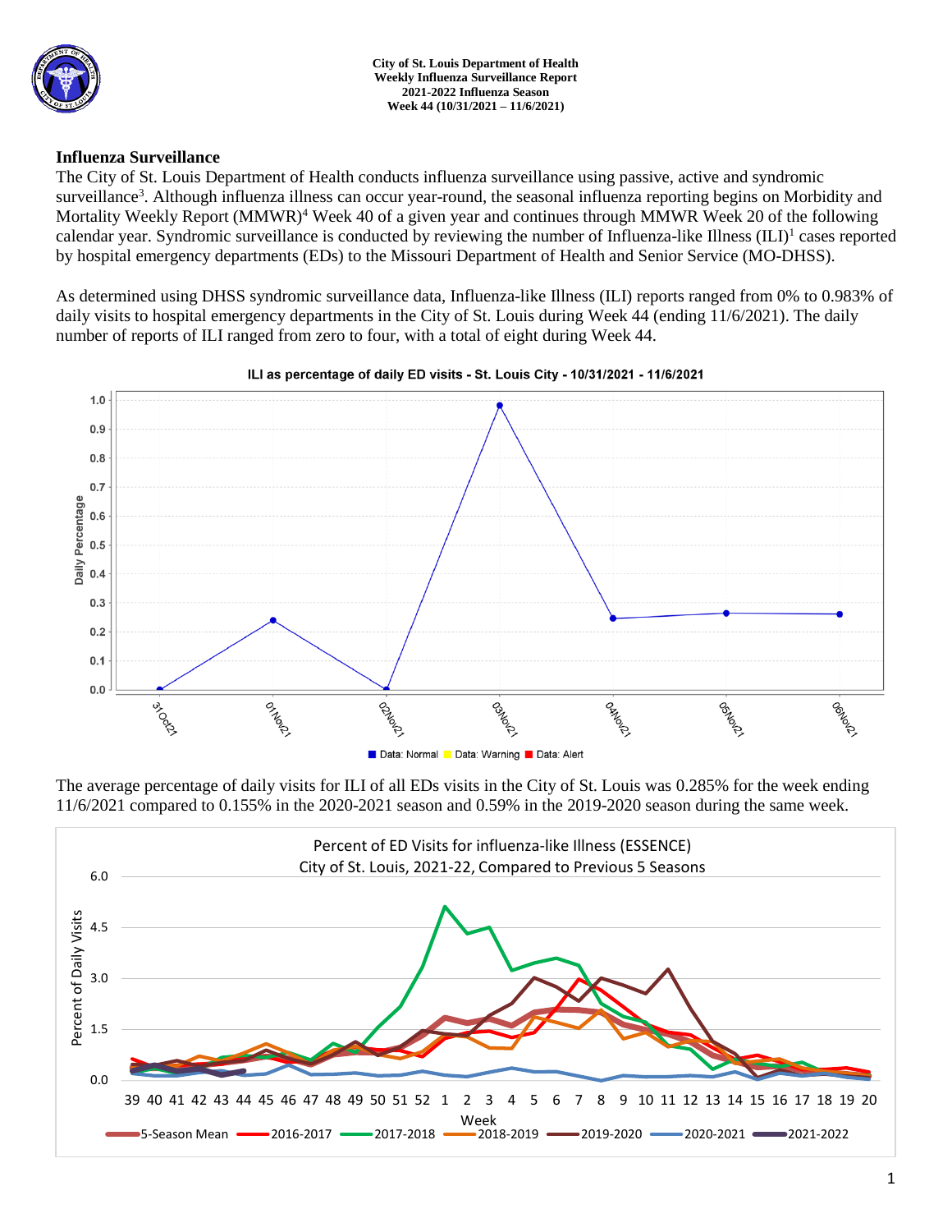**City of St. Louis Department of Health**
**Weekly Influenza Surveillance Report**
**2021-2022 Influenza Season**
**Week 44 (10/31/2021 – 11/6/2021)**

## Influenza Surveillance

The City of St. Louis Department of Health conducts influenza surveillance using passive, active and syndromic surveillance[3]. Although influenza illness can occur year-round, the seasonal influenza reporting begins on Morbidity and Mortality Weekly Report (MMWR)[4] Week 40 of a given year and continues through MMWR Week 20 of the following calendar year. Syndromic surveillance is conducted by reviewing the number of Influenza-like Illness (ILI)[1] cases reported by hospital emergency departments (EDs) to the Missouri Department of Health and Senior Service (MO-DHSS).

As determined using DHSS syndromic surveillance data, Influenza-like Illness (ILI) reports ranged from 0% to 0.983% of daily visits to hospital emergency departments in the City of St. Louis during Week 44 (ending 11/6/2021). The daily number of reports of ILI ranged from zero to four, with a total of eight during Week 44.

The average percentage of daily visits for ILI of all EDs visits in the City of St. Louis was 0.285% for the week ending 11/6/2021 compared to 0.155% in the 2020-2021 season and 0.59% in the 2019-2020 season during the same week.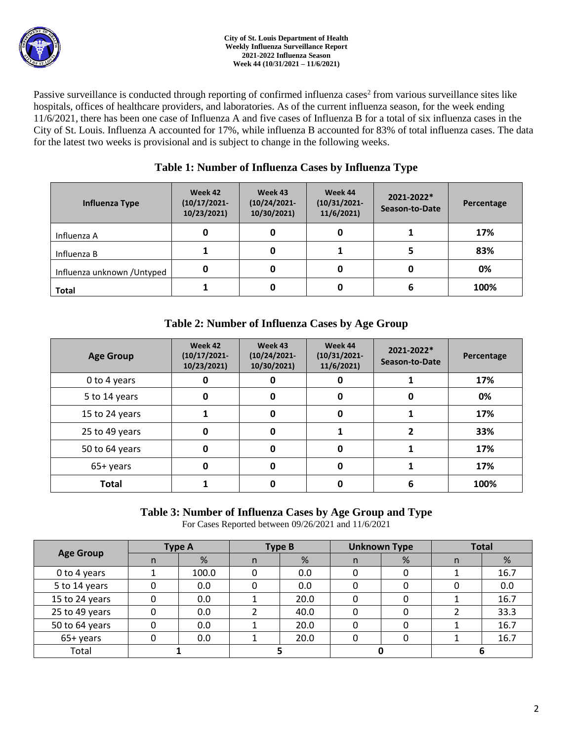City of St. Louis Department of Health
Weekly Influenza Surveillance Report
2021-2022 Influenza Season
Week 44 (10/31/2021 – 11/6/2021)

Passive surveillance is conducted through reporting of confirmed influenza cases[2] from various surveillance sites like hospitals, offices of healthcare providers, and laboratories. As of the current influenza season, for the week ending 11/6/2021, there has been one case of Influenza A and five cases of Influenza B for a total of six influenza cases in the City of St. Louis. Influenza A accounted for 17%, while influenza B accounted for 83% of total influenza cases. The data for the latest two weeks is provisional and is subject to change in the following weeks.

## Table 1: Number of Influenza Cases by Influenza Type

| Influenza Type | Week 42 (10/17/2021-10/23/2021) | Week 43 (10/24/2021-10/30/2021) | Week 44 (10/31/2021-11/6/2021) | 2021-2022* Season-to-Date | Percentage |
|---|---|---|---|---|---|
| Influenza A | 0 | 0 | 0 | 1 | 17% |
| Influenza B | 1 | 0 | 1 | 5 | 83% |
| Influenza unknown /Untyped | 0 | 0 | 0 | 0 | 0% |
| **Total** | 1 | 0 | 0 | 6 | 100% |

## Table 2: Number of Influenza Cases by Age Group

| Age Group | Week 42 (10/17/2021-10/23/2021) | Week 43 (10/24/2021-10/30/2021) | Week 44 (10/31/2021-11/6/2021) | 2021-2022* Season-to-Date | Percentage |
|---|---|---|---|---|---|
| 0 to 4 years | 0 | 0 | 0 | 1 | 17% |
| 5 to 14 years | 0 | 0 | 0 | 0 | 0% |
| 15 to 24 years | 1 | 0 | 0 | 1 | 17% |
| 25 to 49 years | 0 | 0 | 1 | 2 | 33% |
| 50 to 64 years | 0 | 0 | 0 | 1 | 17% |
| 65+ years | 0 | 0 | 0 | 1 | 17% |
| **Total** | 1 | 0 | 0 | 6 | 100% |

## Table 3: Number of Influenza Cases by Age Group and Type

For Cases Reported between 09/26/2021 and 11/6/2021

| Age Group | Type A | | Type B | | Unknown Type | | Total | |
|---|---|---|---|---|---|---|---|---|
| | n | % | n | % | n | % | n | % |
| 0 to 4 years | 1 | 100.0 | 0 | 0.0 | 0 | 0 | 1 | 16.7 |
| 5 to 14 years | 0 | 0.0 | 0 | 0.0 | 0 | 0 | 0 | 0.0 |
| 15 to 24 years | 0 | 0.0 | 1 | 20.0 | 0 | 0 | 1 | 16.7 |
| 25 to 49 years | 0 | 0.0 | 2 | 40.0 | 0 | 0 | 2 | 33.3 |
| 50 to 64 years | 0 | 0.0 | 1 | 20.0 | 0 | 0 | 1 | 16.7 |
| 65+ years | 0 | 0.0 | 1 | 20.0 | 0 | 0 | 1 | 16.7 |
| Total | 1 | | 5 | | 0 | | 6 | |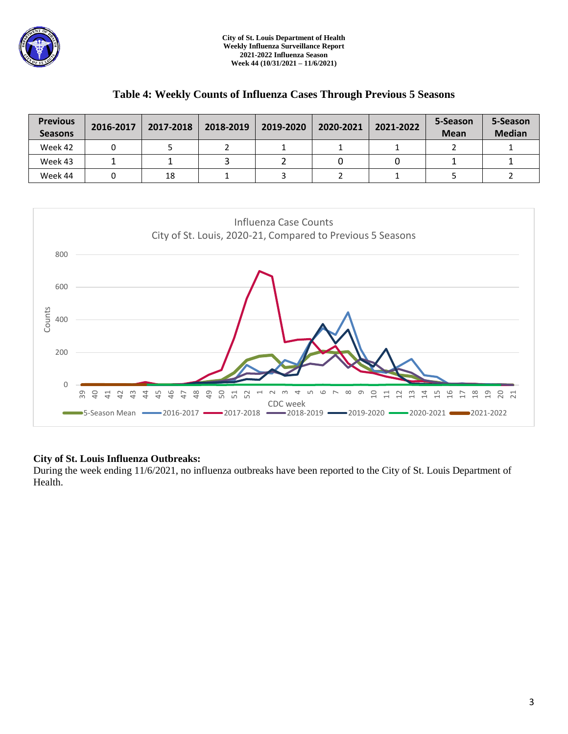## Table 4: Weekly Counts of Influenza Cases Through Previous 5 Seasons

| Previous Seasons | 2016-2017 | 2017-2018 | 2018-2019 | 2019-2020 | 2020-2021 | 2021-2022 | 5-Season Mean | 5-Season Median |
|---|---|---|---|---|---|---|---|---|
| Week 42 | 0 | 5 | 2 | 1 | 1 | 1 | 2 | 1 |
| Week 43 | 1 | 1 | 3 | 2 | 0 | 0 | 1 | 1 |
| Week 44 | 0 | 18 | 1 | 3 | 2 | 1 | 5 | 2 |

**City of St. Louis Influenza Outbreaks:**
During the week ending 11/6/2021, no influenza outbreaks have been reported to the City of St. Louis Department of Health.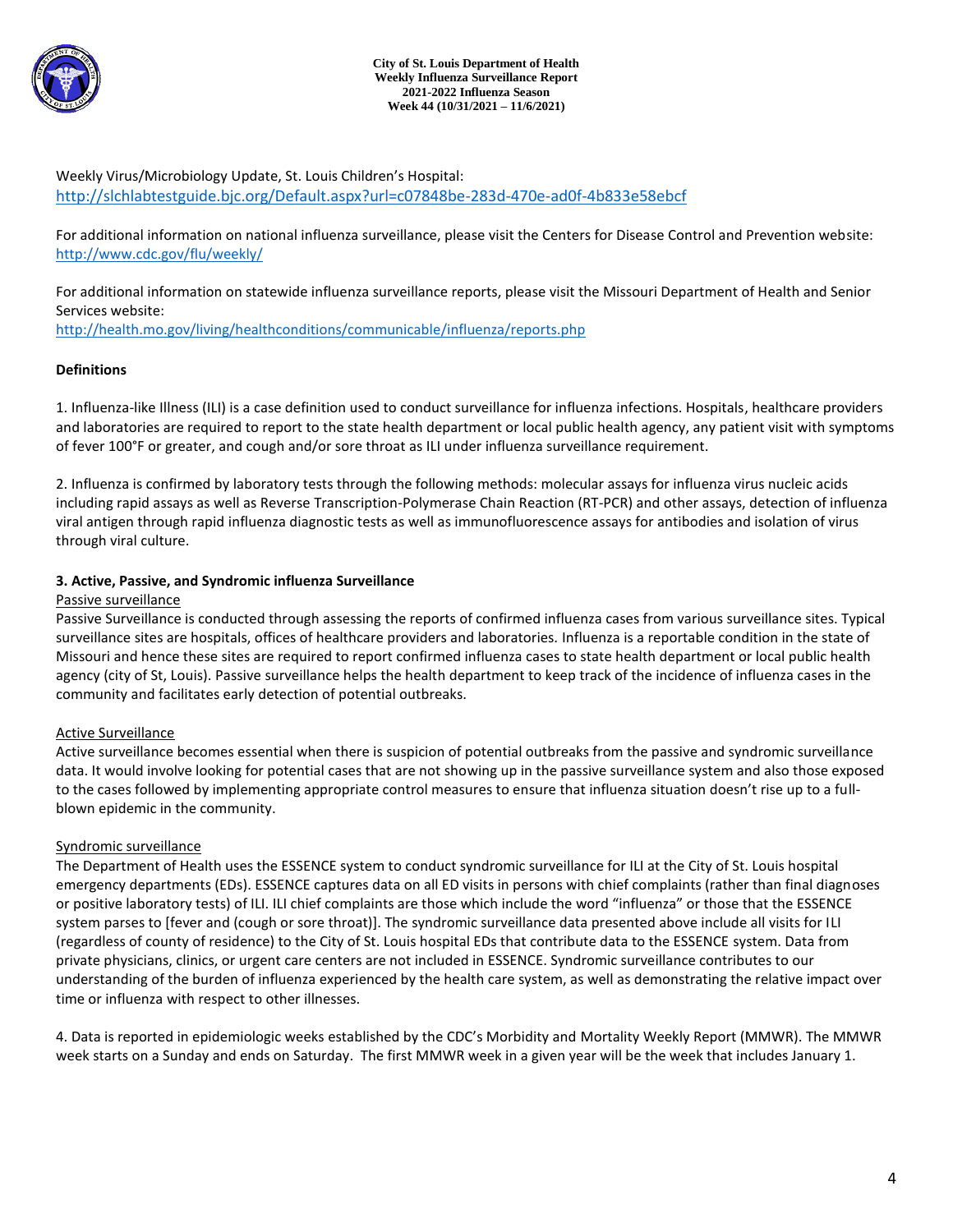Weekly Virus/Microbiology Update, St. Louis Children's Hospital:
http://slchlabtestguide.bjc.org/Default.aspx?url=c07848be-283d-470e-ad0f-4b833e58ebcf

For additional information on national influenza surveillance, please visit the Centers for Disease Control and Prevention website:
http://www.cdc.gov/flu/weekly/

For additional information on statewide influenza surveillance reports, please visit the Missouri Department of Health and Senior Services website:
http://health.mo.gov/living/healthconditions/communicable/influenza/reports.php

**Definitions**

1. Influenza-like Illness (ILI) is a case definition used to conduct surveillance for influenza infections. Hospitals, healthcare providers and laboratories are required to report to the state health department or local public health agency, any patient visit with symptoms of fever 100°F or greater, and cough and/or sore throat as ILI under influenza surveillance requirement.

2. Influenza is confirmed by laboratory tests through the following methods: molecular assays for influenza virus nucleic acids including rapid assays as well as Reverse Transcription-Polymerase Chain Reaction (RT-PCR) and other assays, detection of influenza viral antigen through rapid influenza diagnostic tests as well as immunofluorescence assays for antibodies and isolation of virus through viral culture.

**3. Active, Passive, and Syndromic influenza Surveillance**

Passive surveillance

Passive Surveillance is conducted through assessing the reports of confirmed influenza cases from various surveillance sites. Typical surveillance sites are hospitals, offices of healthcare providers and laboratories. Influenza is a reportable condition in the state of Missouri and hence these sites are required to report confirmed influenza cases to state health department or local public health agency (city of St, Louis). Passive surveillance helps the health department to keep track of the incidence of influenza cases in the community and facilitates early detection of potential outbreaks.

Active Surveillance

Active surveillance becomes essential when there is suspicion of potential outbreaks from the passive and syndromic surveillance data. It would involve looking for potential cases that are not showing up in the passive surveillance system and also those exposed to the cases followed by implementing appropriate control measures to ensure that influenza situation doesn't rise up to a full-blown epidemic in the community.

Syndromic surveillance

The Department of Health uses the ESSENCE system to conduct syndromic surveillance for ILI at the City of St. Louis hospital emergency departments (EDs). ESSENCE captures data on all ED visits in persons with chief complaints (rather than final diagnoses or positive laboratory tests) of ILI. ILI chief complaints are those which include the word "influenza" or those that the ESSENCE system parses to [fever and (cough or sore throat)]. The syndromic surveillance data presented above include all visits for ILI (regardless of county of residence) to the City of St. Louis hospital EDs that contribute data to the ESSENCE system. Data from private physicians, clinics, or urgent care centers are not included in ESSENCE. Syndromic surveillance contributes to our understanding of the burden of influenza experienced by the health care system, as well as demonstrating the relative impact over time or influenza with respect to other illnesses.

4. Data is reported in epidemiologic weeks established by the CDC's Morbidity and Mortality Weekly Report (MMWR). The MMWR week starts on a Sunday and ends on Saturday. The first MMWR week in a given year will be the week that includes January 1.